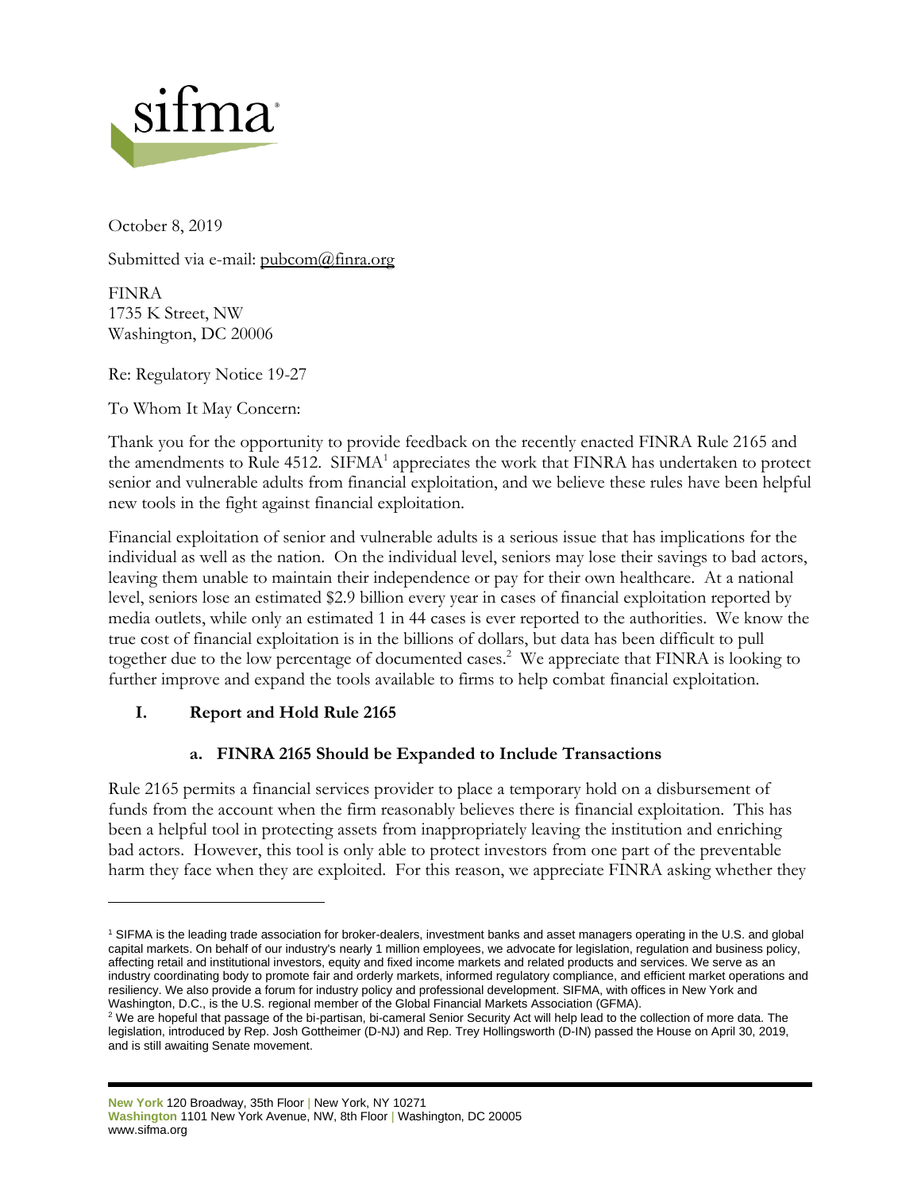October 8, 2019

Submitted via e-mail: pubcom@finra.org

FINRA
1735 K Street, NW
Washington, DC 20006

Re: Regulatory Notice 19-27

To Whom It May Concern:

Thank you for the opportunity to provide feedback on the recently enacted FINRA Rule 2165 and the amendments to Rule 4512. SIFMA[1] appreciates the work that FINRA has undertaken to protect senior and vulnerable adults from financial exploitation, and we believe these rules have been helpful new tools in the fight against financial exploitation.

Financial exploitation of senior and vulnerable adults is a serious issue that has implications for the individual as well as the nation. On the individual level, seniors may lose their savings to bad actors, leaving them unable to maintain their independence or pay for their own healthcare. At a national level, seniors lose an estimated $2.9 billion every year in cases of financial exploitation reported by media outlets, while only an estimated 1 in 44 cases is ever reported to the authorities. We know the true cost of financial exploitation is in the billions of dollars, but data has been difficult to pull together due to the low percentage of documented cases.[2] We appreciate that FINRA is looking to further improve and expand the tools available to firms to help combat financial exploitation.

## I. Report and Hold Rule 2165

### a. FINRA 2165 Should be Expanded to Include Transactions

Rule 2165 permits a financial services provider to place a temporary hold on a disbursement of funds from the account when the firm reasonably believes there is financial exploitation. This has been a helpful tool in protecting assets from inappropriately leaving the institution and enriching bad actors. However, this tool is only able to protect investors from one part of the preventable harm they face when they are exploited. For this reason, we appreciate FINRA asking whether they

---

[1] SIFMA is the leading trade association for broker-dealers, investment banks and asset managers operating in the U.S. and global capital markets. On behalf of our industry's nearly 1 million employees, we advocate for legislation, regulation and business policy, affecting retail and institutional investors, equity and fixed income markets and related products and services. We serve as an industry coordinating body to promote fair and orderly markets, informed regulatory compliance, and efficient market operations and resiliency. We also provide a forum for industry policy and professional development. SIFMA, with offices in New York and Washington, D.C., is the U.S. regional member of the Global Financial Markets Association (GFMA).

[2] We are hopeful that passage of the bi-partisan, bi-cameral Senior Security Act will help lead to the collection of more data. The legislation, introduced by Rep. Josh Gottheimer (D-NJ) and Rep. Trey Hollingsworth (D-IN) passed the House on April 30, 2019, and is still awaiting Senate movement.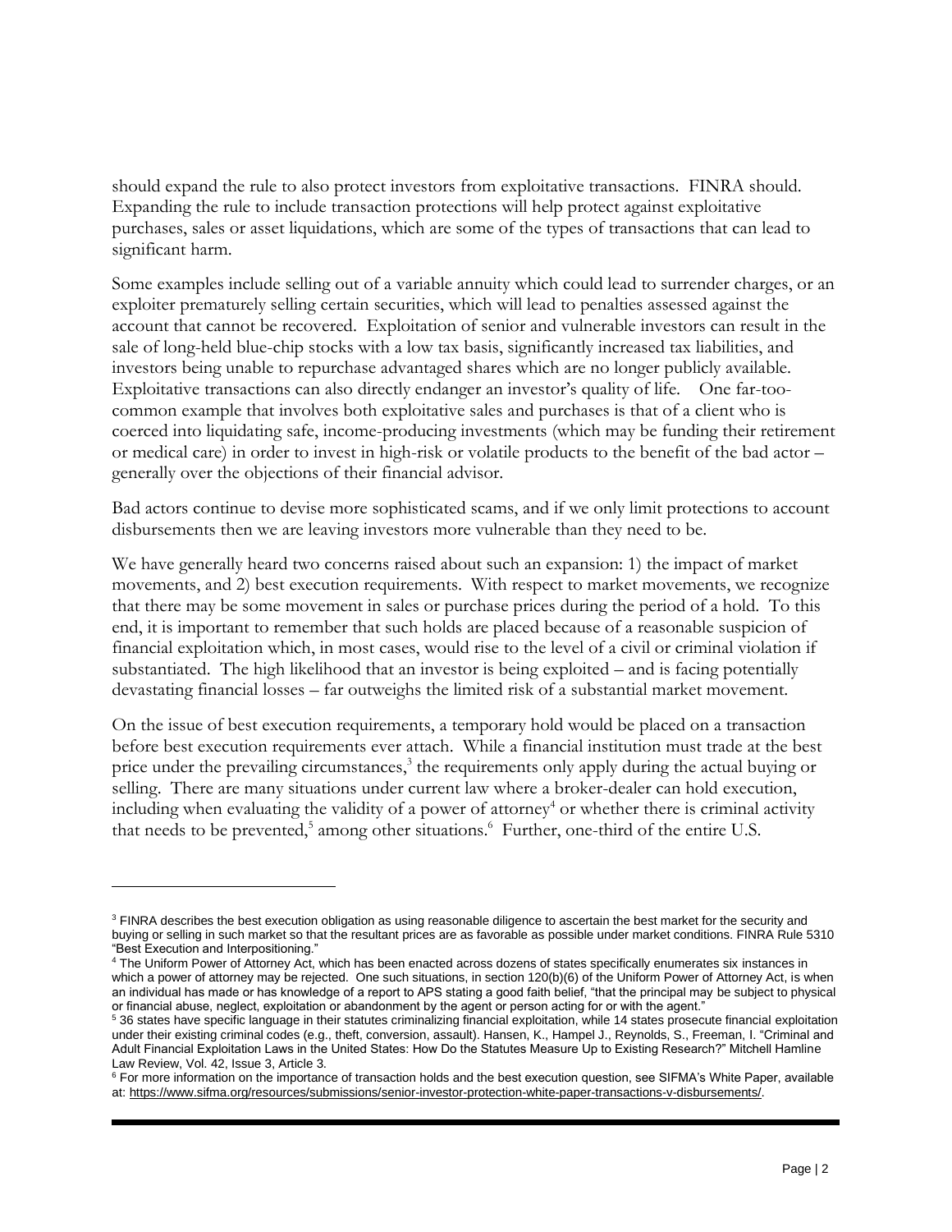should expand the rule to also protect investors from exploitative transactions. FINRA should. Expanding the rule to include transaction protections will help protect against exploitative purchases, sales or asset liquidations, which are some of the types of transactions that can lead to significant harm.

Some examples include selling out of a variable annuity which could lead to surrender charges, or an exploiter prematurely selling certain securities, which will lead to penalties assessed against the account that cannot be recovered. Exploitation of senior and vulnerable investors can result in the sale of long-held blue-chip stocks with a low tax basis, significantly increased tax liabilities, and investors being unable to repurchase advantaged shares which are no longer publicly available. Exploitative transactions can also directly endanger an investor's quality of life. One far-too-common example that involves both exploitative sales and purchases is that of a client who is coerced into liquidating safe, income-producing investments (which may be funding their retirement or medical care) in order to invest in high-risk or volatile products to the benefit of the bad actor – generally over the objections of their financial advisor.

Bad actors continue to devise more sophisticated scams, and if we only limit protections to account disbursements then we are leaving investors more vulnerable than they need to be.

We have generally heard two concerns raised about such an expansion: 1) the impact of market movements, and 2) best execution requirements. With respect to market movements, we recognize that there may be some movement in sales or purchase prices during the period of a hold. To this end, it is important to remember that such holds are placed because of a reasonable suspicion of financial exploitation which, in most cases, would rise to the level of a civil or criminal violation if substantiated. The high likelihood that an investor is being exploited – and is facing potentially devastating financial losses – far outweighs the limited risk of a substantial market movement.

On the issue of best execution requirements, a temporary hold would be placed on a transaction before best execution requirements ever attach. While a financial institution must trade at the best price under the prevailing circumstances,[3] the requirements only apply during the actual buying or selling. There are many situations under current law where a broker-dealer can hold execution, including when evaluating the validity of a power of attorney[4] or whether there is criminal activity that needs to be prevented,[5] among other situations.[6] Further, one-third of the entire U.S.

---

[3] FINRA describes the best execution obligation as using reasonable diligence to ascertain the best market for the security and buying or selling in such market so that the resultant prices are as favorable as possible under market conditions. FINRA Rule 5310 "Best Execution and Interpositioning."

[4] The Uniform Power of Attorney Act, which has been enacted across dozens of states specifically enumerates six instances in which a power of attorney may be rejected. One such situations, in section 120(b)(6) of the Uniform Power of Attorney Act, is when an individual has made or has knowledge of a report to APS stating a good faith belief, "that the principal may be subject to physical or financial abuse, neglect, exploitation or abandonment by the agent or person acting for or with the agent."

[5] 36 states have specific language in their statutes criminalizing financial exploitation, while 14 states prosecute financial exploitation under their existing criminal codes (e.g., theft, conversion, assault). Hansen, K., Hampel J., Reynolds, S., Freeman, I. "Criminal and Adult Financial Exploitation Laws in the United States: How Do the Statutes Measure Up to Existing Research?" Mitchell Hamline Law Review, Vol. 42, Issue 3, Article 3.

[6] For more information on the importance of transaction holds and the best execution question, see SIFMA's White Paper, available at: https://www.sifma.org/resources/submissions/senior-investor-protection-white-paper-transactions-v-disbursements/.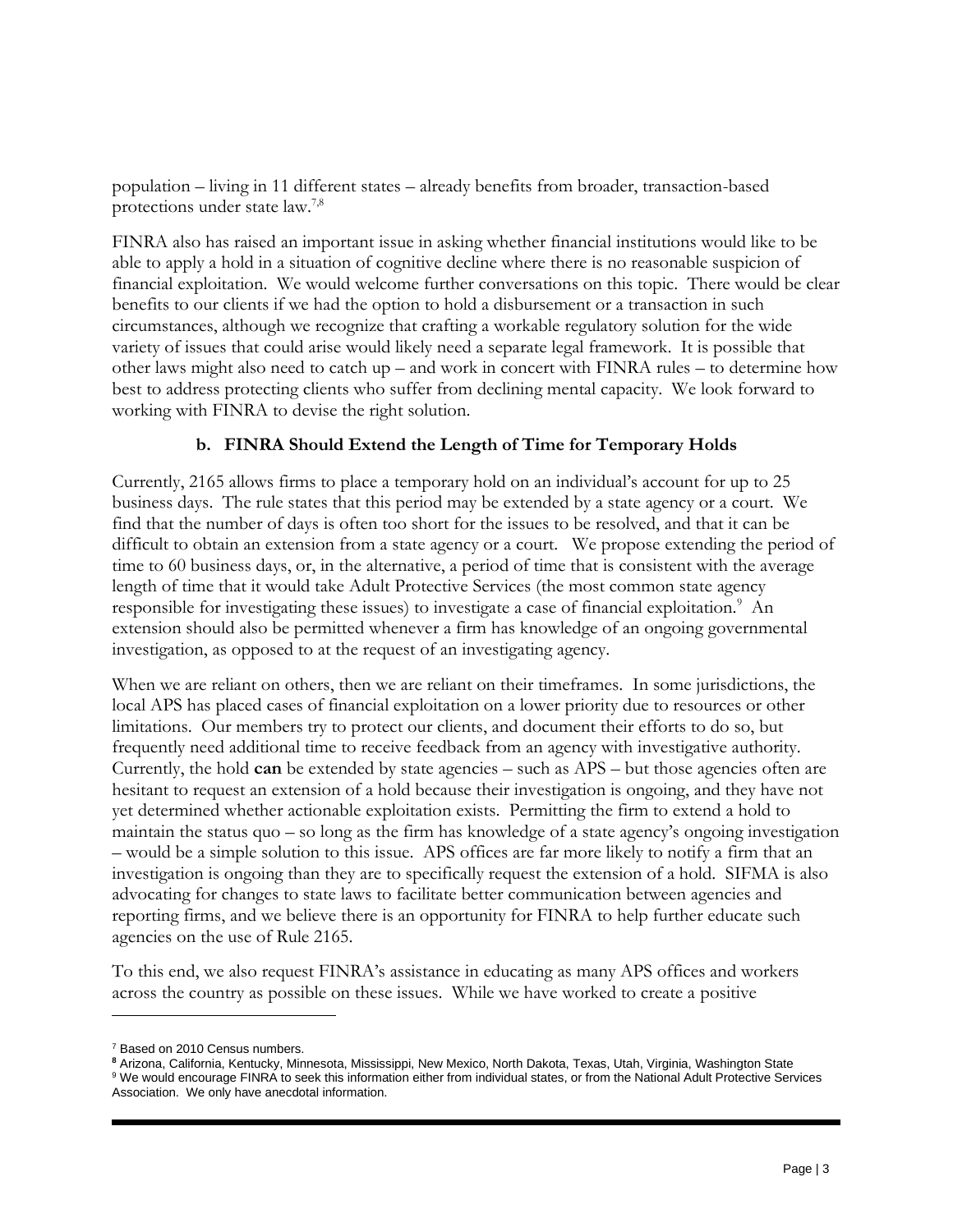population – living in 11 different states – already benefits from broader, transaction-based protections under state law.[7,8]

FINRA also has raised an important issue in asking whether financial institutions would like to be able to apply a hold in a situation of cognitive decline where there is no reasonable suspicion of financial exploitation. We would welcome further conversations on this topic. There would be clear benefits to our clients if we had the option to hold a disbursement or a transaction in such circumstances, although we recognize that crafting a workable regulatory solution for the wide variety of issues that could arise would likely need a separate legal framework. It is possible that other laws might also need to catch up – and work in concert with FINRA rules – to determine how best to address protecting clients who suffer from declining mental capacity. We look forward to working with FINRA to devise the right solution.

### b. FINRA Should Extend the Length of Time for Temporary Holds

Currently, 2165 allows firms to place a temporary hold on an individual's account for up to 25 business days. The rule states that this period may be extended by a state agency or a court. We find that the number of days is often too short for the issues to be resolved, and that it can be difficult to obtain an extension from a state agency or a court. We propose extending the period of time to 60 business days, or, in the alternative, a period of time that is consistent with the average length of time that it would take Adult Protective Services (the most common state agency responsible for investigating these issues) to investigate a case of financial exploitation.[9] An extension should also be permitted whenever a firm has knowledge of an ongoing governmental investigation, as opposed to at the request of an investigating agency.

When we are reliant on others, then we are reliant on their timeframes. In some jurisdictions, the local APS has placed cases of financial exploitation on a lower priority due to resources or other limitations. Our members try to protect our clients, and document their efforts to do so, but frequently need additional time to receive feedback from an agency with investigative authority. Currently, the hold **can** be extended by state agencies – such as APS – but those agencies often are hesitant to request an extension of a hold because their investigation is ongoing, and they have not yet determined whether actionable exploitation exists. Permitting the firm to extend a hold to maintain the status quo – so long as the firm has knowledge of a state agency's ongoing investigation – would be a simple solution to this issue. APS offices are far more likely to notify a firm that an investigation is ongoing than they are to specifically request the extension of a hold. SIFMA is also advocating for changes to state laws to facilitate better communication between agencies and reporting firms, and we believe there is an opportunity for FINRA to help further educate such agencies on the use of Rule 2165.

To this end, we also request FINRA's assistance in educating as many APS offices and workers across the country as possible on these issues. While we have worked to create a positive

---

[7] Based on 2010 Census numbers.

[8] Arizona, California, Kentucky, Minnesota, Mississippi, New Mexico, North Dakota, Texas, Utah, Virginia, Washington State

[9] We would encourage FINRA to seek this information either from individual states, or from the National Adult Protective Services Association. We only have anecdotal information.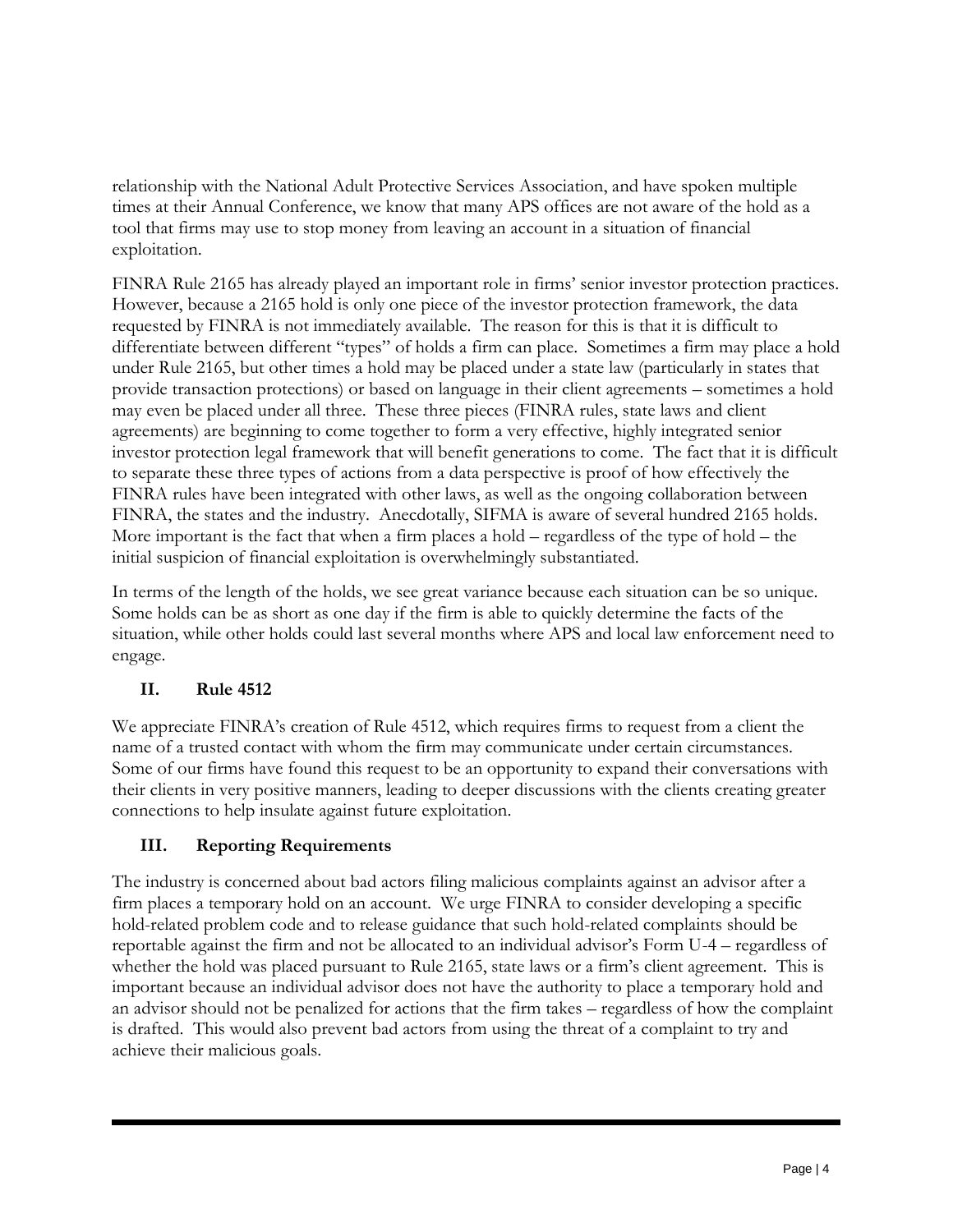relationship with the National Adult Protective Services Association, and have spoken multiple times at their Annual Conference, we know that many APS offices are not aware of the hold as a tool that firms may use to stop money from leaving an account in a situation of financial exploitation.

FINRA Rule 2165 has already played an important role in firms' senior investor protection practices. However, because a 2165 hold is only one piece of the investor protection framework, the data requested by FINRA is not immediately available. The reason for this is that it is difficult to differentiate between different "types" of holds a firm can place. Sometimes a firm may place a hold under Rule 2165, but other times a hold may be placed under a state law (particularly in states that provide transaction protections) or based on language in their client agreements – sometimes a hold may even be placed under all three. These three pieces (FINRA rules, state laws and client agreements) are beginning to come together to form a very effective, highly integrated senior investor protection legal framework that will benefit generations to come. The fact that it is difficult to separate these three types of actions from a data perspective is proof of how effectively the FINRA rules have been integrated with other laws, as well as the ongoing collaboration between FINRA, the states and the industry. Anecdotally, SIFMA is aware of several hundred 2165 holds. More important is the fact that when a firm places a hold – regardless of the type of hold – the initial suspicion of financial exploitation is overwhelmingly substantiated.

In terms of the length of the holds, we see great variance because each situation can be so unique. Some holds can be as short as one day if the firm is able to quickly determine the facts of the situation, while other holds could last several months where APS and local law enforcement need to engage.

## II. Rule 4512

We appreciate FINRA's creation of Rule 4512, which requires firms to request from a client the name of a trusted contact with whom the firm may communicate under certain circumstances. Some of our firms have found this request to be an opportunity to expand their conversations with their clients in very positive manners, leading to deeper discussions with the clients creating greater connections to help insulate against future exploitation.

## III. Reporting Requirements

The industry is concerned about bad actors filing malicious complaints against an advisor after a firm places a temporary hold on an account. We urge FINRA to consider developing a specific hold-related problem code and to release guidance that such hold-related complaints should be reportable against the firm and not be allocated to an individual advisor's Form U-4 – regardless of whether the hold was placed pursuant to Rule 2165, state laws or a firm's client agreement. This is important because an individual advisor does not have the authority to place a temporary hold and an advisor should not be penalized for actions that the firm takes – regardless of how the complaint is drafted. This would also prevent bad actors from using the threat of a complaint to try and achieve their malicious goals.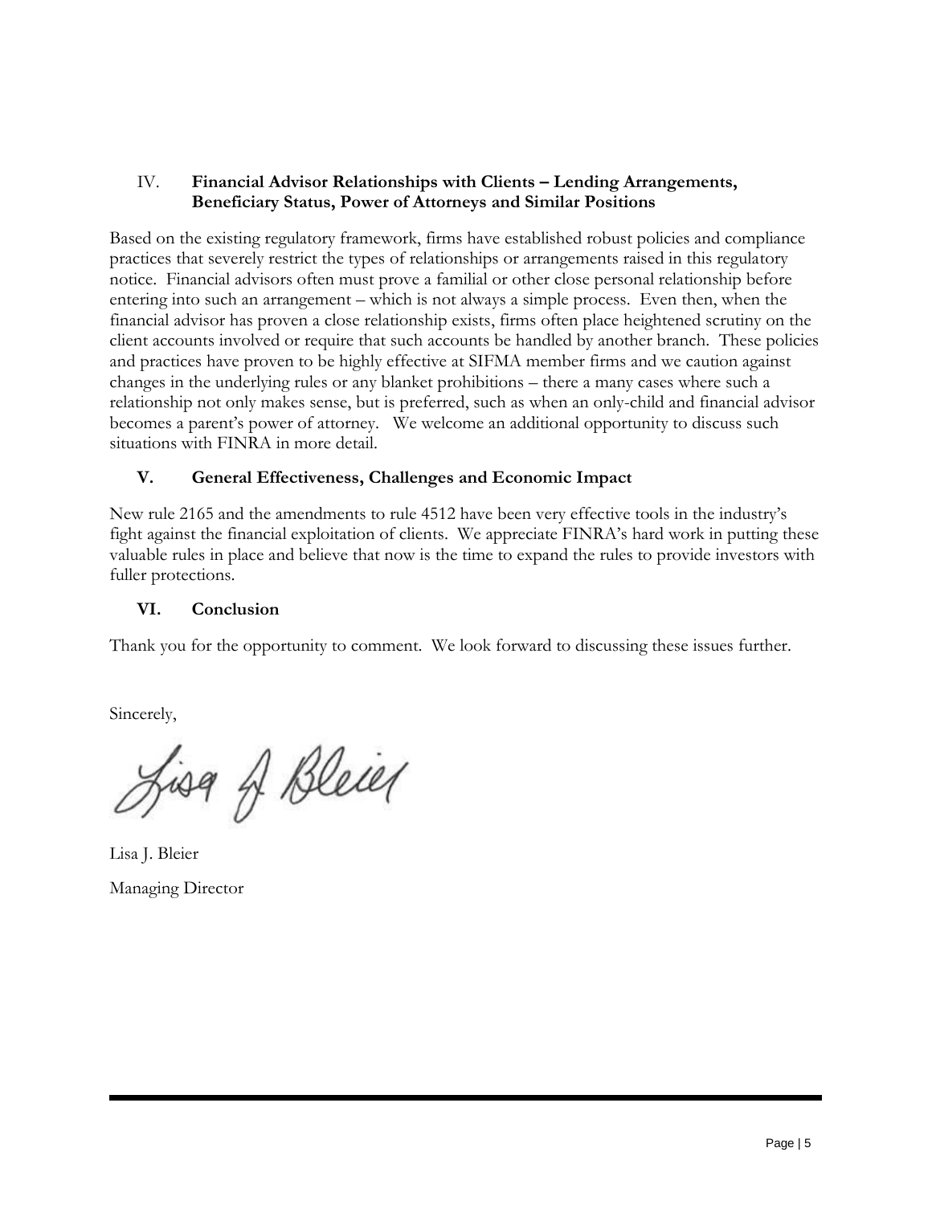## IV. Financial Advisor Relationships with Clients – Lending Arrangements, Beneficiary Status, Power of Attorneys and Similar Positions

Based on the existing regulatory framework, firms have established robust policies and compliance practices that severely restrict the types of relationships or arrangements raised in this regulatory notice. Financial advisors often must prove a familial or other close personal relationship before entering into such an arrangement – which is not always a simple process. Even then, when the financial advisor has proven a close relationship exists, firms often place heightened scrutiny on the client accounts involved or require that such accounts be handled by another branch. These policies and practices have proven to be highly effective at SIFMA member firms and we caution against changes in the underlying rules or any blanket prohibitions – there a many cases where such a relationship not only makes sense, but is preferred, such as when an only-child and financial advisor becomes a parent's power of attorney. We welcome an additional opportunity to discuss such situations with FINRA in more detail.

## V. General Effectiveness, Challenges and Economic Impact

New rule 2165 and the amendments to rule 4512 have been very effective tools in the industry's fight against the financial exploitation of clients. We appreciate FINRA's hard work in putting these valuable rules in place and believe that now is the time to expand the rules to provide investors with fuller protections.

## VI. Conclusion

Thank you for the opportunity to comment. We look forward to discussing these issues further.

Sincerely,

Lisa J. Bleier

Managing Director